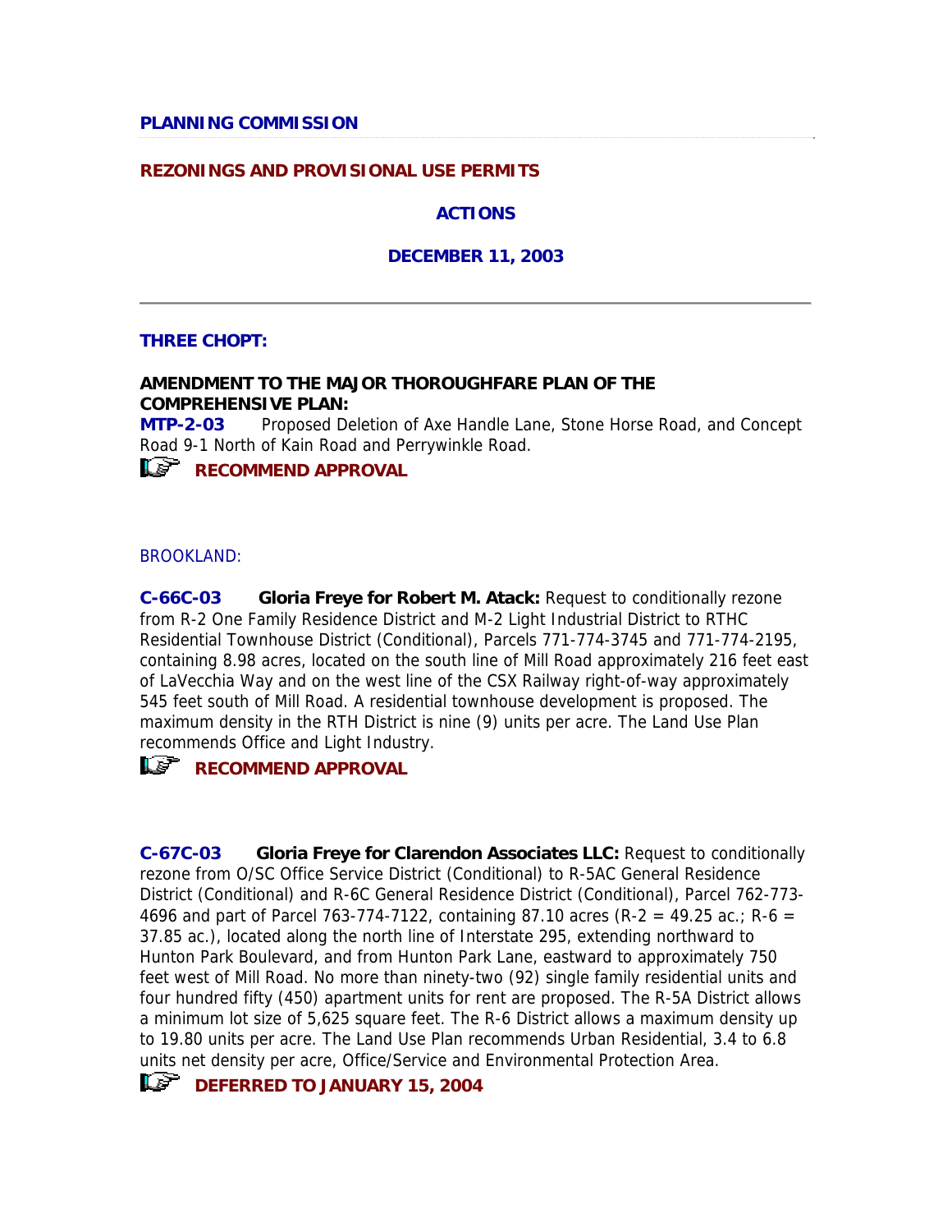**PLANNING COMMISSION**

**REZONINGS AND PROVISIONAL USE PERMITS**

**ACTIONS**

**DECEMBER 11, 2003**

---

**THREE CHOPT:**

**AMENDMENT TO THE MAJOR THOROUGHFARE PLAN OF THE COMPREHENSIVE PLAN:**

**MTP-2-03** Proposed Deletion of Axe Handle Lane, Stone Horse Road, and Concept Road 9-1 North of Kain Road and Perrywinkle Road.

**RECOMMEND APPROVAL**

BROOKLAND:

**C-66C-03** **Gloria Freye for Robert M. Atack:** Request to conditionally rezone from R-2 One Family Residence District and M-2 Light Industrial District to RTHC Residential Townhouse District (Conditional), Parcels 771-774-3745 and 771-774-2195, containing 8.98 acres, located on the south line of Mill Road approximately 216 feet east of LaVecchia Way and on the west line of the CSX Railway right-of-way approximately 545 feet south of Mill Road. A residential townhouse development is proposed. The maximum density in the RTH District is nine (9) units per acre. The Land Use Plan recommends Office and Light Industry.

**RECOMMEND APPROVAL**

**C-67C-03** **Gloria Freye for Clarendon Associates LLC:** Request to conditionally rezone from O/SC Office Service District (Conditional) to R-5AC General Residence District (Conditional) and R-6C General Residence District (Conditional), Parcel 762-773-4696 and part of Parcel 763-774-7122, containing 87.10 acres (R-2 = 49.25 ac.; R-6 = 37.85 ac.), located along the north line of Interstate 295, extending northward to Hunton Park Boulevard, and from Hunton Park Lane, eastward to approximately 750 feet west of Mill Road. No more than ninety-two (92) single family residential units and four hundred fifty (450) apartment units for rent are proposed. The R-5A District allows a minimum lot size of 5,625 square feet. The R-6 District allows a maximum density up to 19.80 units per acre. The Land Use Plan recommends Urban Residential, 3.4 to 6.8 units net density per acre, Office/Service and Environmental Protection Area.

**DEFERRED TO JANUARY 15, 2004**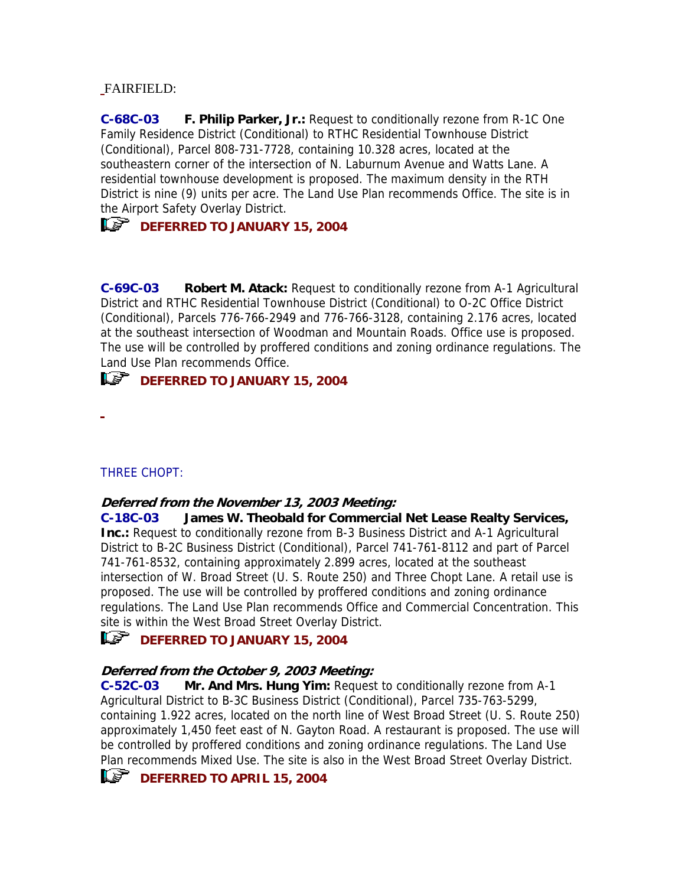FAIRFIELD:

**C-68C-03 F. Philip Parker, Jr.:** Request to conditionally rezone from R-1C One Family Residence District (Conditional) to RTHC Residential Townhouse District (Conditional), Parcel 808-731-7728, containing 10.328 acres, located at the southeastern corner of the intersection of N. Laburnum Avenue and Watts Lane. A residential townhouse development is proposed. The maximum density in the RTH District is nine (9) units per acre. The Land Use Plan recommends Office. The site is in the Airport Safety Overlay District.

**DEFERRED TO JANUARY 15, 2004**

**C-69C-03 Robert M. Atack:** Request to conditionally rezone from A-1 Agricultural District and RTHC Residential Townhouse District (Conditional) to O-2C Office District (Conditional), Parcels 776-766-2949 and 776-766-3128, containing 2.176 acres, located at the southeast intersection of Woodman and Mountain Roads. Office use is proposed. The use will be controlled by proffered conditions and zoning ordinance regulations. The Land Use Plan recommends Office.

**DEFERRED TO JANUARY 15, 2004**

THREE CHOPT:

***Deferred from the November 13, 2003 Meeting:***

**C-18C-03 James W. Theobald for Commercial Net Lease Realty Services, Inc.:** Request to conditionally rezone from B-3 Business District and A-1 Agricultural District to B-2C Business District (Conditional), Parcel 741-761-8112 and part of Parcel 741-761-8532, containing approximately 2.899 acres, located at the southeast intersection of W. Broad Street (U. S. Route 250) and Three Chopt Lane. A retail use is proposed. The use will be controlled by proffered conditions and zoning ordinance regulations. The Land Use Plan recommends Office and Commercial Concentration. This site is within the West Broad Street Overlay District.

**DEFERRED TO JANUARY 15, 2004**

***Deferred from the October 9, 2003 Meeting:***

**C-52C-03 Mr. And Mrs. Hung Yim:** Request to conditionally rezone from A-1 Agricultural District to B-3C Business District (Conditional), Parcel 735-763-5299, containing 1.922 acres, located on the north line of West Broad Street (U. S. Route 250) approximately 1,450 feet east of N. Gayton Road. A restaurant is proposed. The use will be controlled by proffered conditions and zoning ordinance regulations. The Land Use Plan recommends Mixed Use. The site is also in the West Broad Street Overlay District.

**DEFERRED TO APRIL 15, 2004**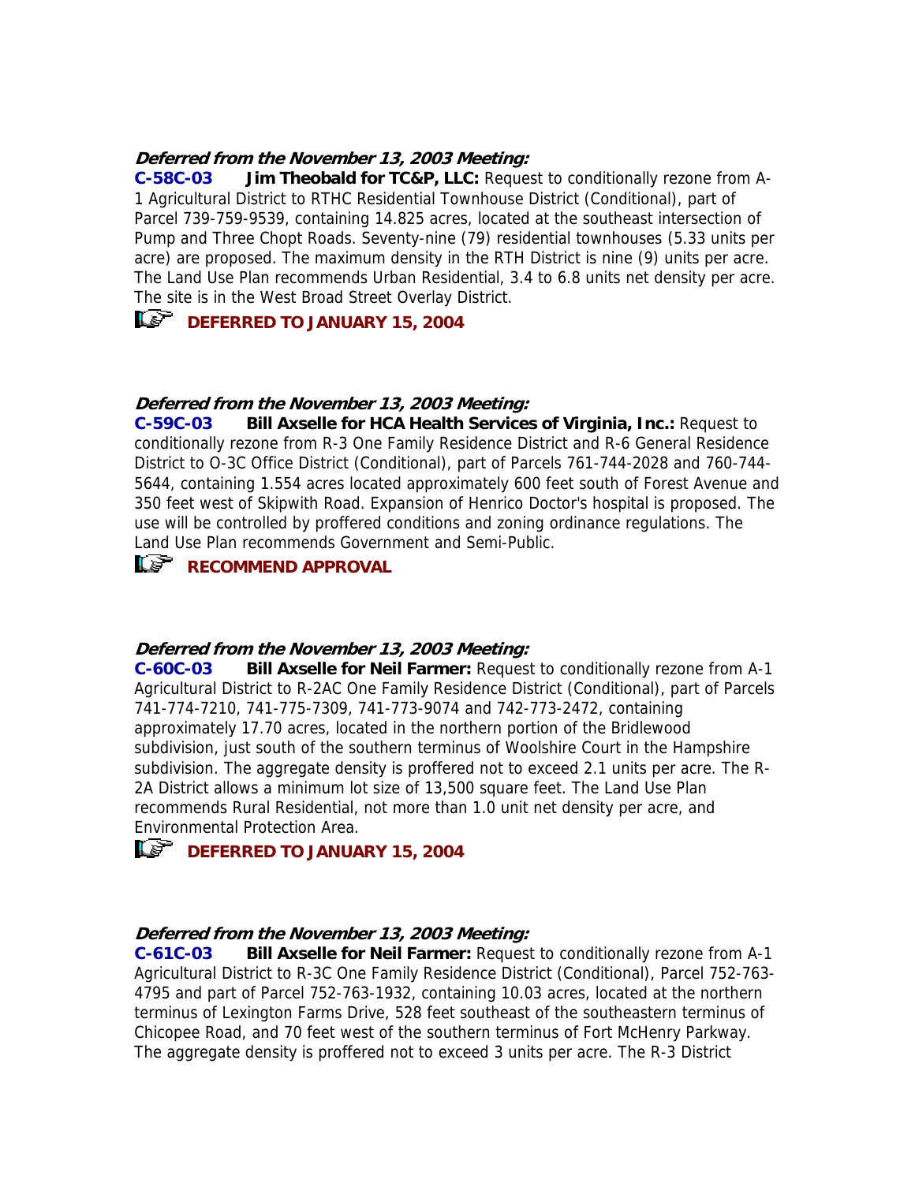***Deferred from the November 13, 2003 Meeting:***

**C-58C-03 Jim Theobald for TC&P, LLC:** Request to conditionally rezone from A-1 Agricultural District to RTHC Residential Townhouse District (Conditional), part of Parcel 739-759-9539, containing 14.825 acres, located at the southeast intersection of Pump and Three Chopt Roads. Seventy-nine (79) residential townhouses (5.33 units per acre) are proposed. The maximum density in the RTH District is nine (9) units per acre. The Land Use Plan recommends Urban Residential, 3.4 to 6.8 units net density per acre. The site is in the West Broad Street Overlay District.

**DEFERRED TO JANUARY 15, 2004**

***Deferred from the November 13, 2003 Meeting:***

**C-59C-03 Bill Axselle for HCA Health Services of Virginia, Inc.:** Request to conditionally rezone from R-3 One Family Residence District and R-6 General Residence District to O-3C Office District (Conditional), part of Parcels 761-744-2028 and 760-744-5644, containing 1.554 acres located approximately 600 feet south of Forest Avenue and 350 feet west of Skipwith Road. Expansion of Henrico Doctor's hospital is proposed. The use will be controlled by proffered conditions and zoning ordinance regulations. The Land Use Plan recommends Government and Semi-Public.

**RECOMMEND APPROVAL**

***Deferred from the November 13, 2003 Meeting:***

**C-60C-03 Bill Axselle for Neil Farmer:** Request to conditionally rezone from A-1 Agricultural District to R-2AC One Family Residence District (Conditional), part of Parcels 741-774-7210, 741-775-7309, 741-773-9074 and 742-773-2472, containing approximately 17.70 acres, located in the northern portion of the Bridlewood subdivision, just south of the southern terminus of Woolshire Court in the Hampshire subdivision. The aggregate density is proffered not to exceed 2.1 units per acre. The R-2A District allows a minimum lot size of 13,500 square feet. The Land Use Plan recommends Rural Residential, not more than 1.0 unit net density per acre, and Environmental Protection Area.

**DEFERRED TO JANUARY 15, 2004**

***Deferred from the November 13, 2003 Meeting:***

**C-61C-03 Bill Axselle for Neil Farmer:** Request to conditionally rezone from A-1 Agricultural District to R-3C One Family Residence District (Conditional), Parcel 752-763-4795 and part of Parcel 752-763-1932, containing 10.03 acres, located at the northern terminus of Lexington Farms Drive, 528 feet southeast of the southeastern terminus of Chicopee Road, and 70 feet west of the southern terminus of Fort McHenry Parkway. The aggregate density is proffered not to exceed 3 units per acre. The R-3 District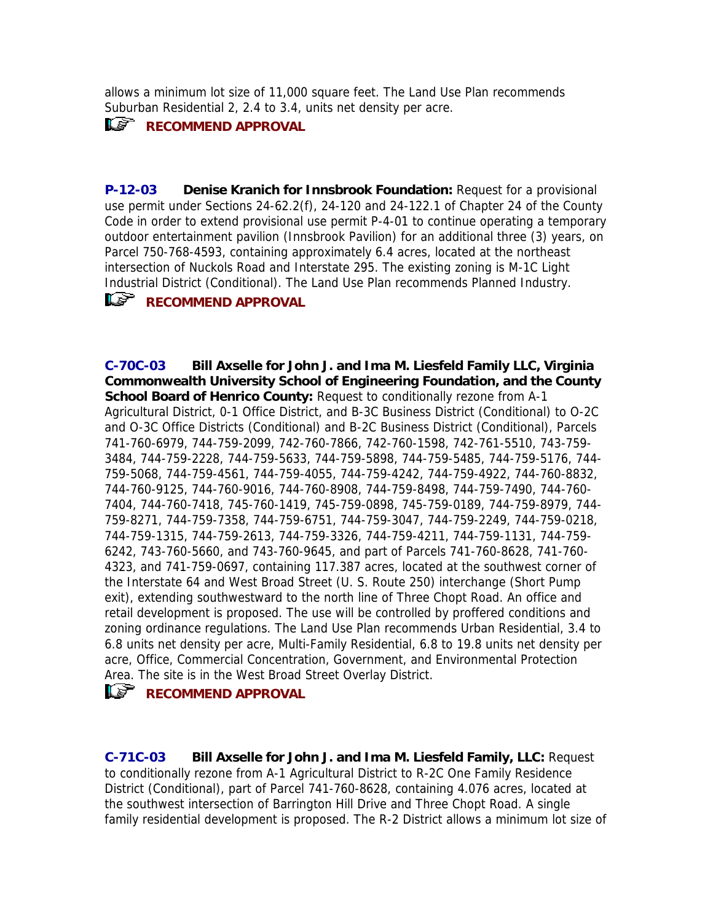allows a minimum lot size of 11,000 square feet. The Land Use Plan recommends Suburban Residential 2, 2.4 to 3.4, units net density per acre.

☞ **RECOMMEND APPROVAL**

**P-12-03** **Denise Kranich for Innsbrook Foundation:** Request for a provisional use permit under Sections 24-62.2(f), 24-120 and 24-122.1 of Chapter 24 of the County Code in order to extend provisional use permit P-4-01 to continue operating a temporary outdoor entertainment pavilion (Innsbrook Pavilion) for an additional three (3) years, on Parcel 750-768-4593, containing approximately 6.4 acres, located at the northeast intersection of Nuckols Road and Interstate 295. The existing zoning is M-1C Light Industrial District (Conditional). The Land Use Plan recommends Planned Industry.

☞ **RECOMMEND APPROVAL**

**C-70C-03** **Bill Axselle for John J. and Ima M. Liesfeld Family LLC, Virginia Commonwealth University School of Engineering Foundation, and the County School Board of Henrico County:** Request to conditionally rezone from A-1 Agricultural District, 0-1 Office District, and B-3C Business District (Conditional) to O-2C and O-3C Office Districts (Conditional) and B-2C Business District (Conditional), Parcels 741-760-6979, 744-759-2099, 742-760-7866, 742-760-1598, 742-761-5510, 743-759-3484, 744-759-2228, 744-759-5633, 744-759-5898, 744-759-5485, 744-759-5176, 744-759-5068, 744-759-4561, 744-759-4055, 744-759-4242, 744-759-4922, 744-760-8832, 744-760-9125, 744-760-9016, 744-760-8908, 744-759-8498, 744-759-7490, 744-760-7404, 744-760-7418, 745-760-1419, 745-759-0898, 745-759-0189, 744-759-8979, 744-759-8271, 744-759-7358, 744-759-6751, 744-759-3047, 744-759-2249, 744-759-0218, 744-759-1315, 744-759-2613, 744-759-3326, 744-759-4211, 744-759-1131, 744-759-6242, 743-760-5660, and 743-760-9645, and part of Parcels 741-760-8628, 741-760-4323, and 741-759-0697, containing 117.387 acres, located at the southwest corner of the Interstate 64 and West Broad Street (U. S. Route 250) interchange (Short Pump exit), extending southwestward to the north line of Three Chopt Road. An office and retail development is proposed. The use will be controlled by proffered conditions and zoning ordinance regulations. The Land Use Plan recommends Urban Residential, 3.4 to 6.8 units net density per acre, Multi-Family Residential, 6.8 to 19.8 units net density per acre, Office, Commercial Concentration, Government, and Environmental Protection Area. The site is in the West Broad Street Overlay District.

☞ **RECOMMEND APPROVAL**

**C-71C-03** **Bill Axselle for John J. and Ima M. Liesfeld Family, LLC:** Request to conditionally rezone from A-1 Agricultural District to R-2C One Family Residence District (Conditional), part of Parcel 741-760-8628, containing 4.076 acres, located at the southwest intersection of Barrington Hill Drive and Three Chopt Road. A single family residential development is proposed. The R-2 District allows a minimum lot size of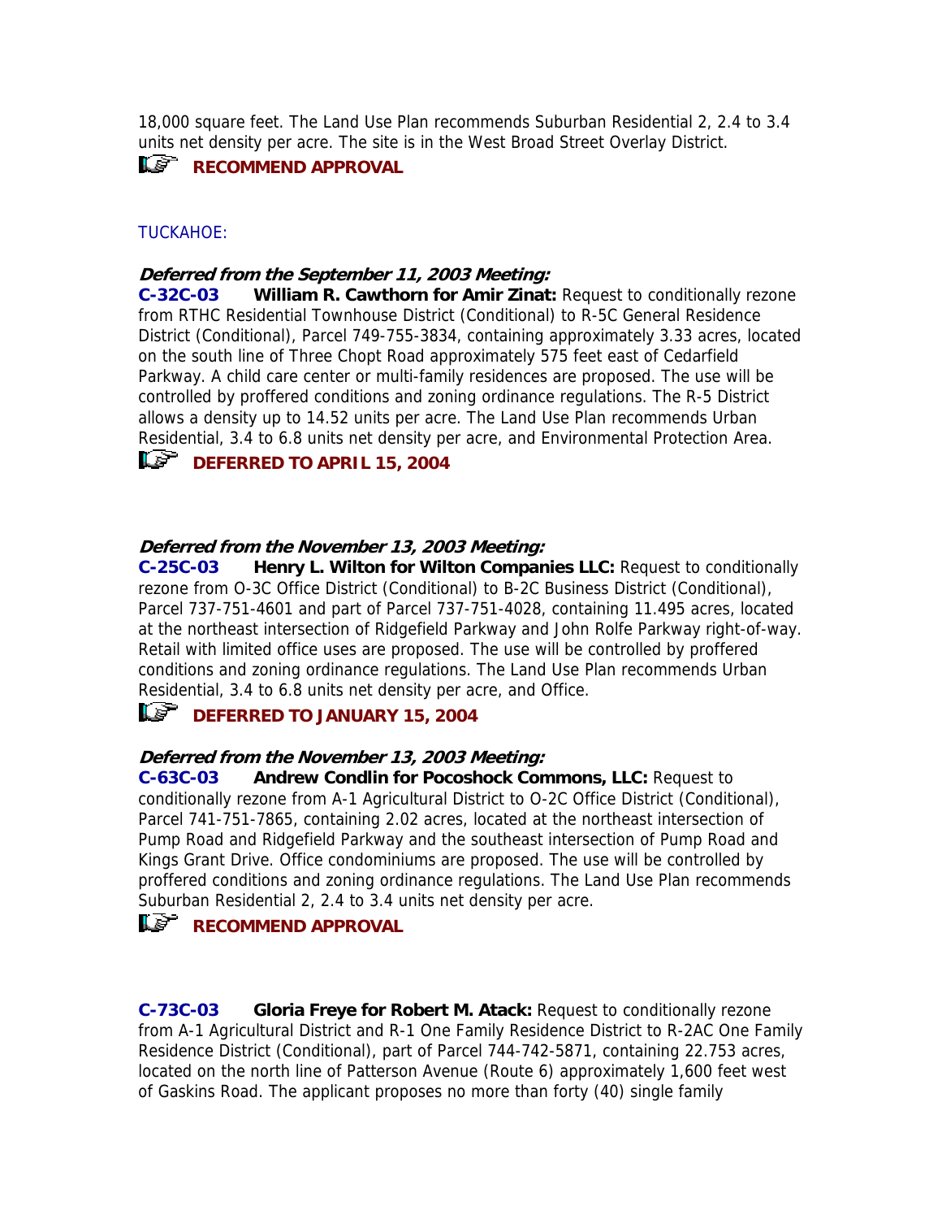18,000 square feet. The Land Use Plan recommends Suburban Residential 2, 2.4 to 3.4 units net density per acre. The site is in the West Broad Street Overlay District.

**RECOMMEND APPROVAL**

TUCKAHOE:

***Deferred from the September 11, 2003 Meeting:***

**C-32C-03** **William R. Cawthorn for Amir Zinat:** Request to conditionally rezone from RTHC Residential Townhouse District (Conditional) to R-5C General Residence District (Conditional), Parcel 749-755-3834, containing approximately 3.33 acres, located on the south line of Three Chopt Road approximately 575 feet east of Cedarfield Parkway. A child care center or multi-family residences are proposed. The use will be controlled by proffered conditions and zoning ordinance regulations. The R-5 District allows a density up to 14.52 units per acre. The Land Use Plan recommends Urban Residential, 3.4 to 6.8 units net density per acre, and Environmental Protection Area.

**DEFERRED TO APRIL 15, 2004**

***Deferred from the November 13, 2003 Meeting:***

**C-25C-03** **Henry L. Wilton for Wilton Companies LLC:** Request to conditionally rezone from O-3C Office District (Conditional) to B-2C Business District (Conditional), Parcel 737-751-4601 and part of Parcel 737-751-4028, containing 11.495 acres, located at the northeast intersection of Ridgefield Parkway and John Rolfe Parkway right-of-way. Retail with limited office uses are proposed. The use will be controlled by proffered conditions and zoning ordinance regulations. The Land Use Plan recommends Urban Residential, 3.4 to 6.8 units net density per acre, and Office.

**DEFERRED TO JANUARY 15, 2004**

***Deferred from the November 13, 2003 Meeting:***

**C-63C-03** **Andrew Condlin for Pocoshock Commons, LLC:** Request to conditionally rezone from A-1 Agricultural District to O-2C Office District (Conditional), Parcel 741-751-7865, containing 2.02 acres, located at the northeast intersection of Pump Road and Ridgefield Parkway and the southeast intersection of Pump Road and Kings Grant Drive. Office condominiums are proposed. The use will be controlled by proffered conditions and zoning ordinance regulations. The Land Use Plan recommends Suburban Residential 2, 2.4 to 3.4 units net density per acre.

**RECOMMEND APPROVAL**

**C-73C-03** **Gloria Freye for Robert M. Atack:** Request to conditionally rezone from A-1 Agricultural District and R-1 One Family Residence District to R-2AC One Family Residence District (Conditional), part of Parcel 744-742-5871, containing 22.753 acres, located on the north line of Patterson Avenue (Route 6) approximately 1,600 feet west of Gaskins Road. The applicant proposes no more than forty (40) single family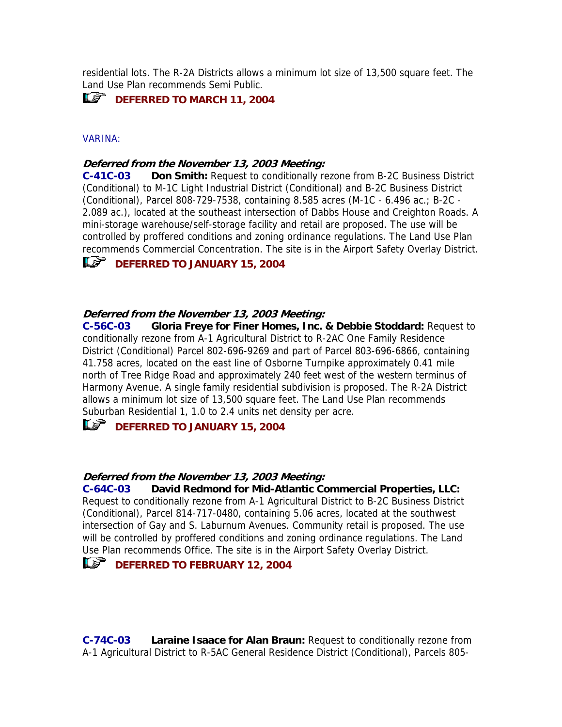residential lots. The R-2A Districts allows a minimum lot size of 13,500 square feet. The Land Use Plan recommends Semi Public.

**DEFERRED TO MARCH 11, 2004**

VARINA:

***Deferred from the November 13, 2003 Meeting:***

**C-41C-03 Don Smith:** Request to conditionally rezone from B-2C Business District (Conditional) to M-1C Light Industrial District (Conditional) and B-2C Business District (Conditional), Parcel 808-729-7538, containing 8.585 acres (M-1C - 6.496 ac.; B-2C - 2.089 ac.), located at the southeast intersection of Dabbs House and Creighton Roads. A mini-storage warehouse/self-storage facility and retail are proposed. The use will be controlled by proffered conditions and zoning ordinance regulations. The Land Use Plan recommends Commercial Concentration. The site is in the Airport Safety Overlay District.

**DEFERRED TO JANUARY 15, 2004**

***Deferred from the November 13, 2003 Meeting:***

**C-56C-03 Gloria Freye for Finer Homes, Inc. & Debbie Stoddard:** Request to conditionally rezone from A-1 Agricultural District to R-2AC One Family Residence District (Conditional) Parcel 802-696-9269 and part of Parcel 803-696-6866, containing 41.758 acres, located on the east line of Osborne Turnpike approximately 0.41 mile north of Tree Ridge Road and approximately 240 feet west of the western terminus of Harmony Avenue. A single family residential subdivision is proposed. The R-2A District allows a minimum lot size of 13,500 square feet. The Land Use Plan recommends Suburban Residential 1, 1.0 to 2.4 units net density per acre.

**DEFERRED TO JANUARY 15, 2004**

***Deferred from the November 13, 2003 Meeting:***

**C-64C-03 David Redmond for Mid-Atlantic Commercial Properties, LLC:** Request to conditionally rezone from A-1 Agricultural District to B-2C Business District (Conditional), Parcel 814-717-0480, containing 5.06 acres, located at the southwest intersection of Gay and S. Laburnum Avenues. Community retail is proposed. The use will be controlled by proffered conditions and zoning ordinance regulations. The Land Use Plan recommends Office. The site is in the Airport Safety Overlay District.

**DEFERRED TO FEBRUARY 12, 2004**

**C-74C-03 Laraine Isaace for Alan Braun:** Request to conditionally rezone from A-1 Agricultural District to R-5AC General Residence District (Conditional), Parcels 805-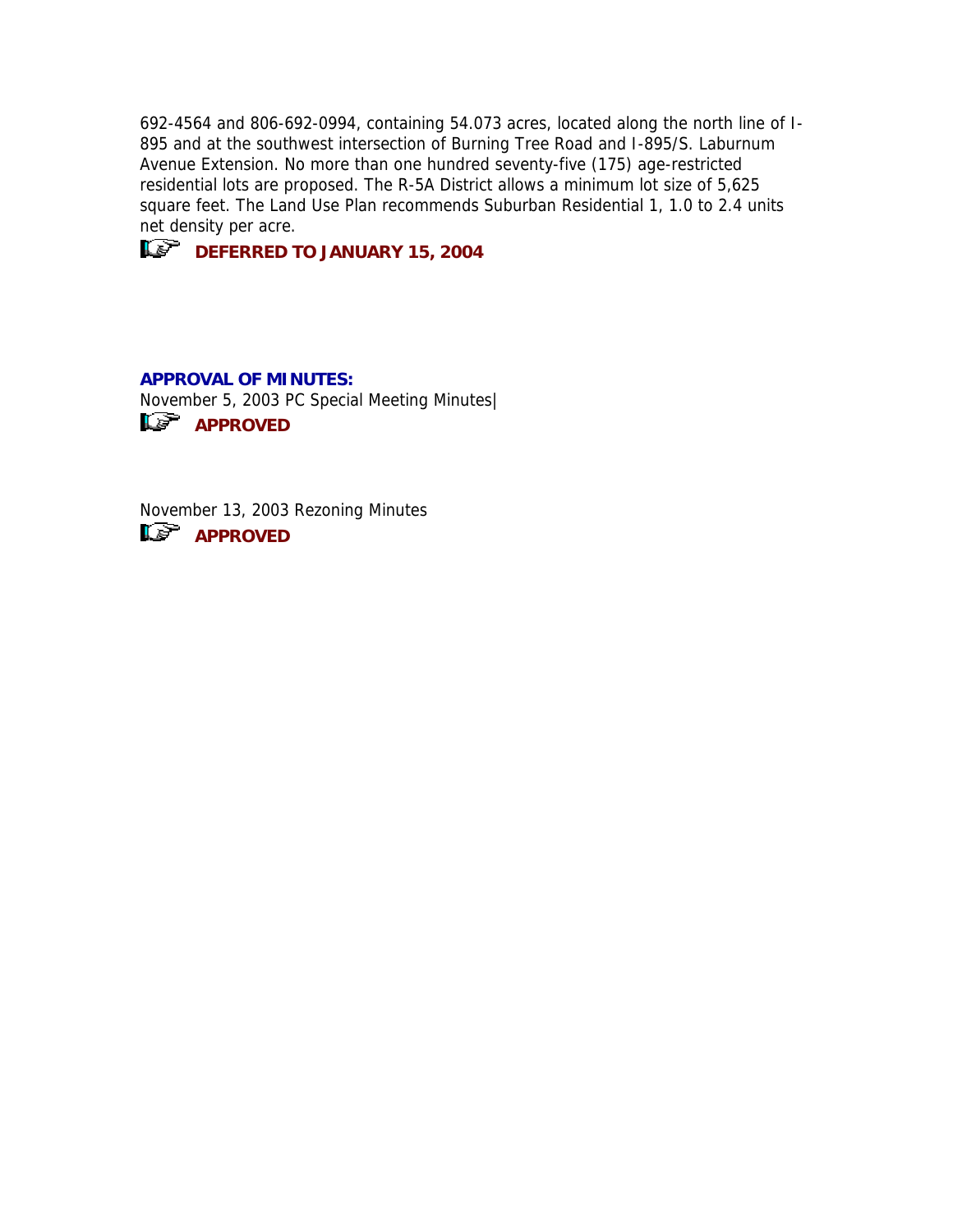692-4564 and 806-692-0994, containing 54.073 acres, located along the north line of I-895 and at the southwest intersection of Burning Tree Road and I-895/S. Laburnum Avenue Extension. No more than one hundred seventy-five (175) age-restricted residential lots are proposed. The R-5A District allows a minimum lot size of 5,625 square feet. The Land Use Plan recommends Suburban Residential 1, 1.0 to 2.4 units net density per acre.

**DEFERRED TO JANUARY 15, 2004**

**APPROVAL OF MINUTES:**

November 5, 2003 PC Special Meeting Minutes|

**APPROVED**

November 13, 2003 Rezoning Minutes

**APPROVED**